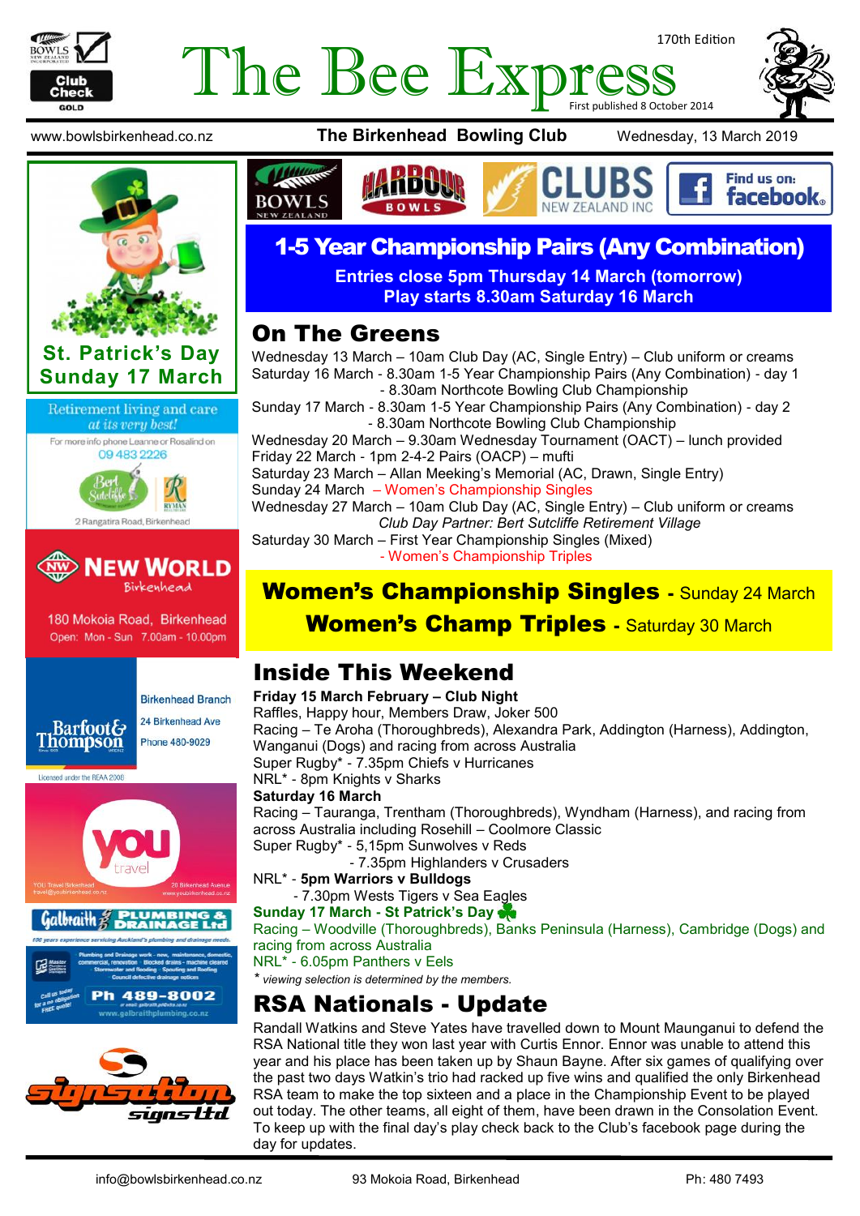# The Bee Express

170th Edition

First published 8 October 2014

www.bowlsbirkenhead.co.nz **The Birkenhead Bowling Club** Wednesday, 13 March 2019

## 1-5 Year Championship Pairs (Any Combination)

**Entries close 5pm Thursday 14 March (tomorrow)**
**Play starts 8.30am Saturday 16 March**

## On The Greens

Wednesday 13 March – 10am Club Day (AC, Single Entry) – Club uniform or creams
Saturday 16 March - 8.30am 1-5 Year Championship Pairs (Any Combination) - day 1
- 8.30am Northcote Bowling Club Championship

Sunday 17 March - 8.30am 1-5 Year Championship Pairs (Any Combination) - day 2
- 8.30am Northcote Bowling Club Championship

Wednesday 20 March – 9.30am Wednesday Tournament (OACT) – lunch provided
Friday 22 March - 1pm 2-4-2 Pairs (OACP) – mufti
Saturday 23 March – Allan Meeking's Memorial (AC, Drawn, Single Entry)
Sunday 24 March – Women's Championship Singles
Wednesday 27 March – 10am Club Day (AC, Single Entry) – Club uniform or creams
*Club Day Partner: Bert Sutcliffe Retirement Village*
Saturday 30 March – First Year Championship Singles (Mixed)
- Women's Championship Triples

**Women's Championship Singles** - Sunday 24 March
**Women's Champ Triples** - Saturday 30 March

## Inside This Weekend

**Friday 15 March February – Club Night**
Raffles, Happy hour, Members Draw, Joker 500
Racing – Te Aroha (Thoroughbreds), Alexandra Park, Addington (Harness), Addington, Wanganui (Dogs) and racing from across Australia
Super Rugby* - 7.35pm Chiefs v Hurricanes
NRL* - 8pm Knights v Sharks

**Saturday 16 March**
Racing – Tauranga, Trentham (Thoroughbreds), Wyndham (Harness), and racing from across Australia including Rosehill – Coolmore Classic
Super Rugby* - 5,15pm Sunwolves v Reds
- 7.35pm Highlanders v Crusaders

NRL* - **5pm Warriors v Bulldogs**
- 7.30pm Wests Tigers v Sea Eagles

**Sunday 17 March - St Patrick's Day**
Racing – Woodville (Thoroughbreds), Banks Peninsula (Harness), Cambridge (Dogs) and racing from across Australia
NRL* - 6.05pm Panthers v Eels

\* *viewing selection is determined by the members.*

## RSA Nationals - Update

Randall Watkins and Steve Yates have travelled down to Mount Maunganui to defend the RSA National title they won last year with Curtis Ennor. Ennor was unable to attend this year and his place has been taken up by Shaun Bayne. After six games of qualifying over the past two days Watkin's trio had racked up five wins and qualified the only Birkenhead RSA team to make the top sixteen and a place in the Championship Event to be played out today. The other teams, all eight of them, have been drawn in the Consolation Event. To keep up with the final day's play check back to the Club's facebook page during the day for updates.

**St. Patrick's Day**
**Sunday 17 March**

Retirement living and care *at its very best!*
For more info phone Leanne or Rosalind on 09 483 2226
2 Rangatira Road, Birkenhead

NEW WORLD Birkenhead
180 Mokoia Road, Birkenhead
Open: Mon - Sun 7.00am - 10.00pm

Barfoot & Thompson
Birkenhead Branch
24 Birkenhead Ave
Phone 480-9029
Licensed under the REAA 2008

you travel
YOU Travel Birkenhead travel@youbirkenhead.co.nz
20 Birkenhead Avenue www.youbirkenhead.co.nz

Galbraith Plumbing & Drainage Ltd
100 years experience servicing Auckland's plumbing and drainage needs
Ph 489-8002
www.galbraithplumbing.co.nz

signsation signs ltd

info@bowlsbirkenhead.co.nz 93 Mokoia Road, Birkenhead Ph: 480 7493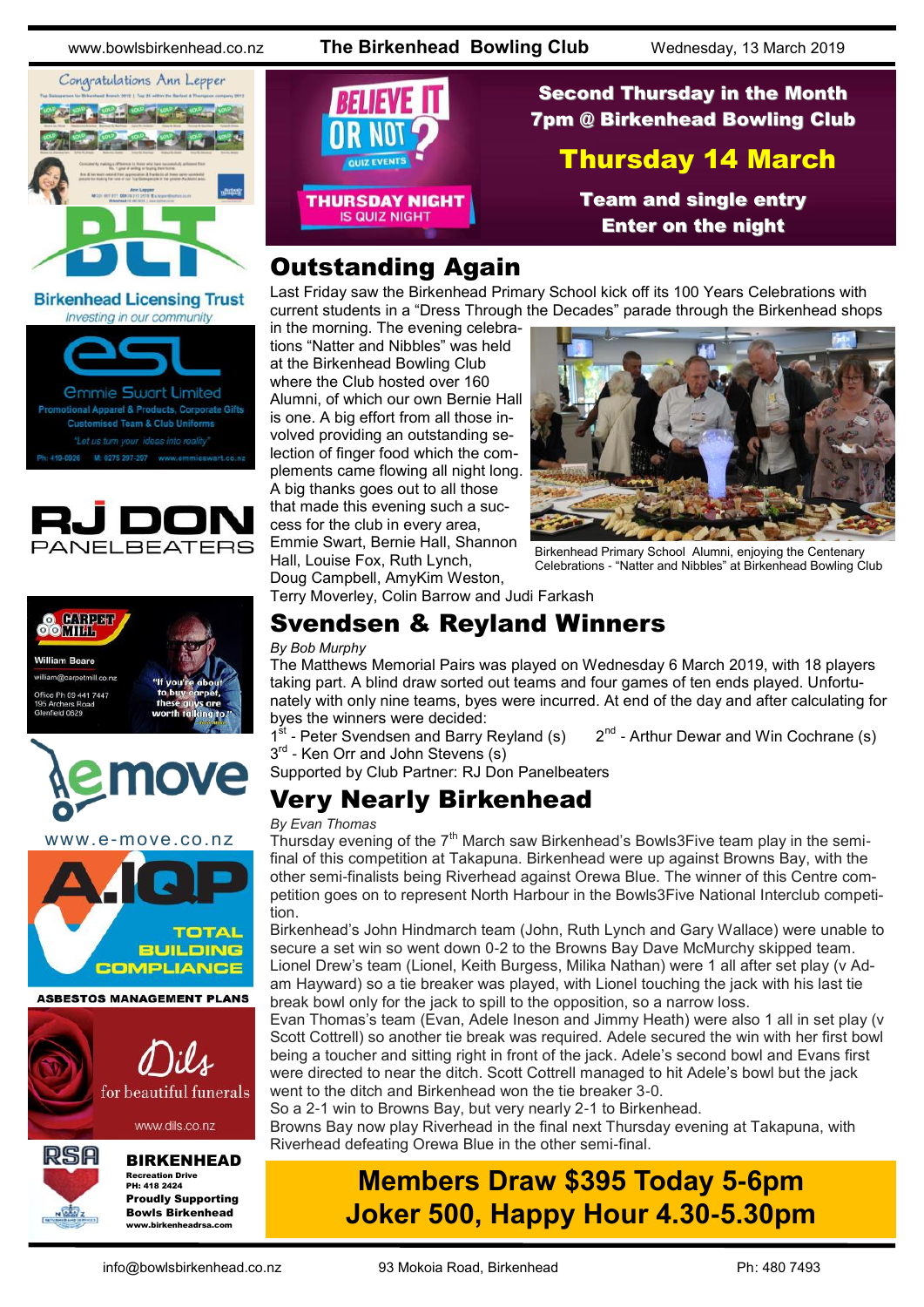Second Thursday in the Month
7pm @ Birkenhead Bowling Club

**Thursday 14 March**

Team and single entry
Enter on the night

## Outstanding Again

Last Friday saw the Birkenhead Primary School kick off its 100 Years Celebrations with current students in a "Dress Through the Decades" parade through the Birkenhead shops in the morning. The evening celebrations "Natter and Nibbles" was held at the Birkenhead Bowling Club where the Club hosted over 160 Alumni, of which our own Bernie Hall is one. A big effort from all those involved providing an outstanding selection of finger food which the complements came flowing all night long. A big thanks goes out to all those that made this evening such a success for the club in every area, Emmie Swart, Bernie Hall, Shannon Hall, Louise Fox, Ruth Lynch, Doug Campbell, AmyKim Weston, Terry Moverley, Colin Barrow and Judi Farkash

Birkenhead Primary School Alumni, enjoying the Centenary Celebrations - "Natter and Nibbles" at Birkenhead Bowling Club

## Svendsen & Reyland Winners

*By Bob Murphy*

The Matthews Memorial Pairs was played on Wednesday 6 March 2019, with 18 players taking part. A blind draw sorted out teams and four games of ten ends played. Unfortunately with only nine teams, byes were incurred. At end of the day and after calculating for byes the winners were decided:

1st - Peter Svendsen and Barry Reyland (s)   2nd - Arthur Dewar and Win Cochrane (s)
3rd - Ken Orr and John Stevens (s)

Supported by Club Partner: RJ Don Panelbeaters

## Very Nearly Birkenhead

*By Evan Thomas*

Thursday evening of the 7th March saw Birkenhead's Bowls3Five team play in the semi-final of this competition at Takapuna. Birkenhead were up against Browns Bay, with the other semi-finalists being Riverhead against Orewa Blue. The winner of this Centre competition goes on to represent North Harbour in the Bowls3Five National Interclub competition.

Birkenhead's John Hindmarch team (John, Ruth Lynch and Gary Wallace) were unable to secure a set win so went down 0-2 to the Browns Bay Dave McMurchy skipped team. Lionel Drew's team (Lionel, Keith Burgess, Milika Nathan) were 1 all after set play (v Adam Hayward) so a tie breaker was played, with Lionel touching the jack with his last tie break bowl only for the jack to spill to the opposition, so a narrow loss.

Evan Thomas's team (Evan, Adele Ineson and Jimmy Heath) were also 1 all in set play (v Scott Cottrell) so another tie break was required. Adele secured the win with her first bowl being a toucher and sitting right in front of the jack. Adele's second bowl and Evans first were directed to near the ditch. Scott Cottrell managed to hit Adele's bowl but the jack went to the ditch and Birkenhead won the tie breaker 3-0.

So a 2-1 win to Browns Bay, but very nearly 2-1 to Birkenhead.

Browns Bay now play Riverhead in the final next Thursday evening at Takapuna, with Riverhead defeating Orewa Blue in the other semi-final.

**Members Draw $395 Today 5-6pm**
**Joker 500, Happy Hour 4.30-5.30pm**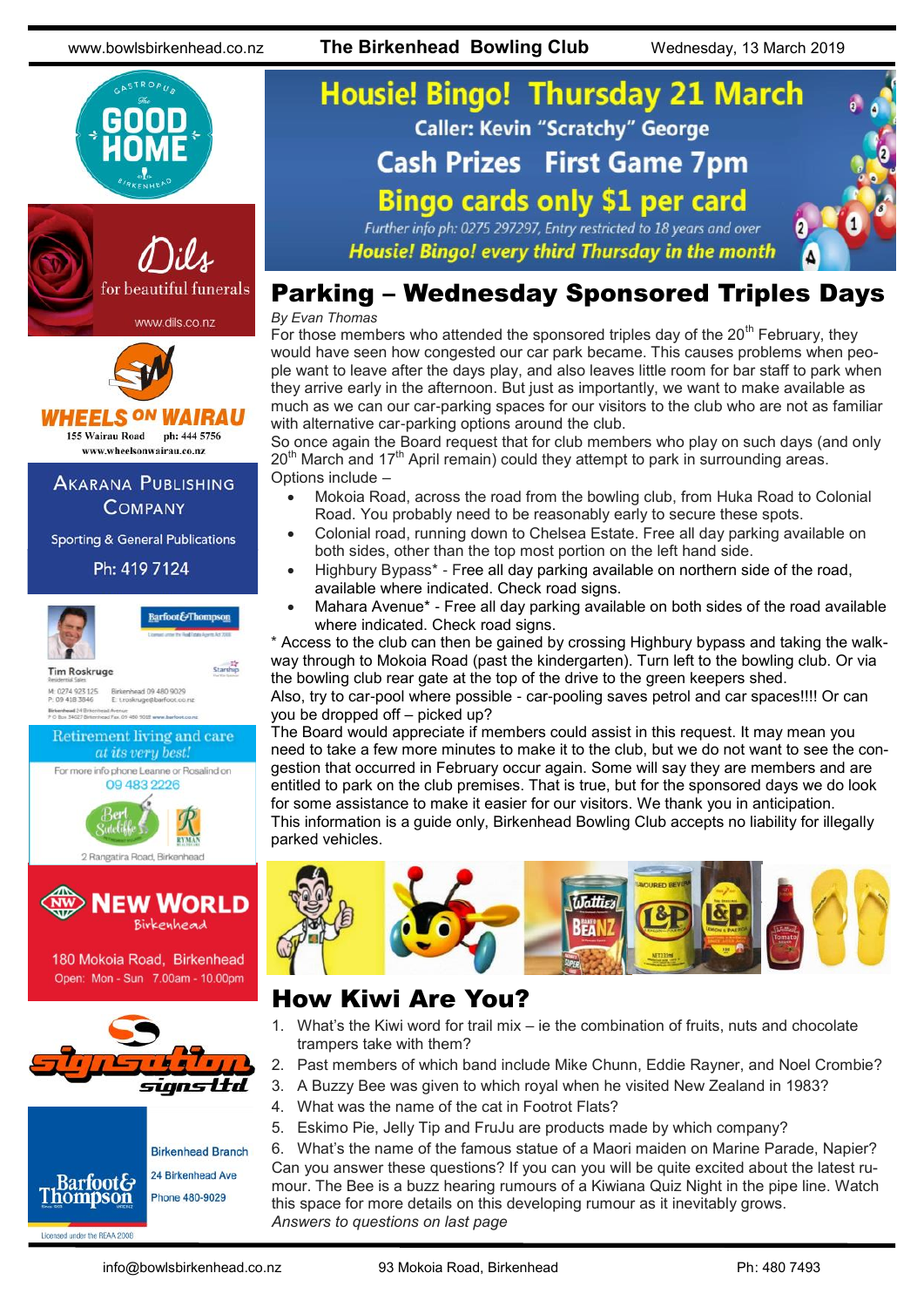## Housie! Bingo! Thursday 21 March

Caller: Kevin "Scratchy" George

Cash Prizes First Game 7pm

Bingo cards only $1 per card

*Further info ph: 0275 297297, Entry restricted to 18 years and over*

***Housie! Bingo! every third Thursday in the month***

## Parking – Wednesday Sponsored Triples Days

*By Evan Thomas*

For those members who attended the sponsored triples day of the 20th February, they would have seen how congested our car park became. This causes problems when people want to leave after the days play, and also leaves little room for bar staff to park when they arrive early in the afternoon. But just as importantly, we want to make available as much as we can our car-parking spaces for our visitors to the club who are not as familiar with alternative car-parking options around the club.

So once again the Board request that for club members who play on such days (and only 20th March and 17th April remain) could they attempt to park in surrounding areas. Options include –

- Mokoia Road, across the road from the bowling club, from Huka Road to Colonial Road. You probably need to be reasonably early to secure these spots.
- Colonial road, running down to Chelsea Estate. Free all day parking available on both sides, other than the top most portion on the left hand side.
- Highbury Bypass* - Free all day parking available on northern side of the road, available where indicated. Check road signs.
- Mahara Avenue* - Free all day parking available on both sides of the road available where indicated. Check road signs.

* Access to the club can then be gained by crossing Highbury bypass and taking the walkway through to Mokoia Road (past the kindergarten). Turn left to the bowling club. Or via the bowling club rear gate at the top of the drive to the green keepers shed.

Also, try to car-pool where possible - car-pooling saves petrol and car spaces!!!! Or can you be dropped off – picked up?

The Board would appreciate if members could assist in this request. It may mean you need to take a few more minutes to make it to the club, but we do not want to see the congestion that occurred in February occur again. Some will say they are members and are entitled to park on the club premises. That is true, but for the sponsored days we do look for some assistance to make it easier for our visitors. We thank you in anticipation.

This information is a guide only, Birkenhead Bowling Club accepts no liability for illegally parked vehicles.

## How Kiwi Are You?

1. What's the Kiwi word for trail mix – ie the combination of fruits, nuts and chocolate trampers take with them?
2. Past members of which band include Mike Chunn, Eddie Rayner, and Noel Crombie?
3. A Buzzy Bee was given to which royal when he visited New Zealand in 1983?
4. What was the name of the cat in Footrot Flats?
5. Eskimo Pie, Jelly Tip and FruJu are products made by which company?
6. What's the name of the famous statue of a Maori maiden on Marine Parade, Napier?

Can you answer these questions? If you can you will be quite excited about the latest rumour. The Bee is a buzz hearing rumours of a Kiwiana Quiz Night in the pipe line. Watch this space for more details on this developing rumour as it inevitably grows.

*Answers to questions on last page*

---

**Gastropub The Good Home Birkenhead**

**Dils** for beautiful funerals – www.dils.co.nz

**Wheels on Wairau** – 155 Wairau Road ph: 444 5756 – www.wheelsonwairau.co.nz

**Akarana Publishing Company** – Sporting & General Publications – Ph: 419 7124

**Barfoot & Thompson** – Tim Roskruge, Residential Sales – M: 0274 923 125 P: 09 418 3846 – Birkenhead 09 480 9029 – E: troskruge@barfoot.co.nz

**Retirement living and care at its very best!** – For more info phone Leanne or Rosalind on 09 483 2226 – Bert Sutcliffe – Ryman – 2 Rangatira Road, Birkenhead

**New World Birkenhead** – 180 Mokoia Road, Birkenhead – Open: Mon - Sun 7.00am - 10.00pm

**Signsation Signs Ltd**

**Barfoot & Thompson** – Birkenhead Branch – 24 Birkenhead Ave – Phone 480-9029 – Licensed under the REAA 2008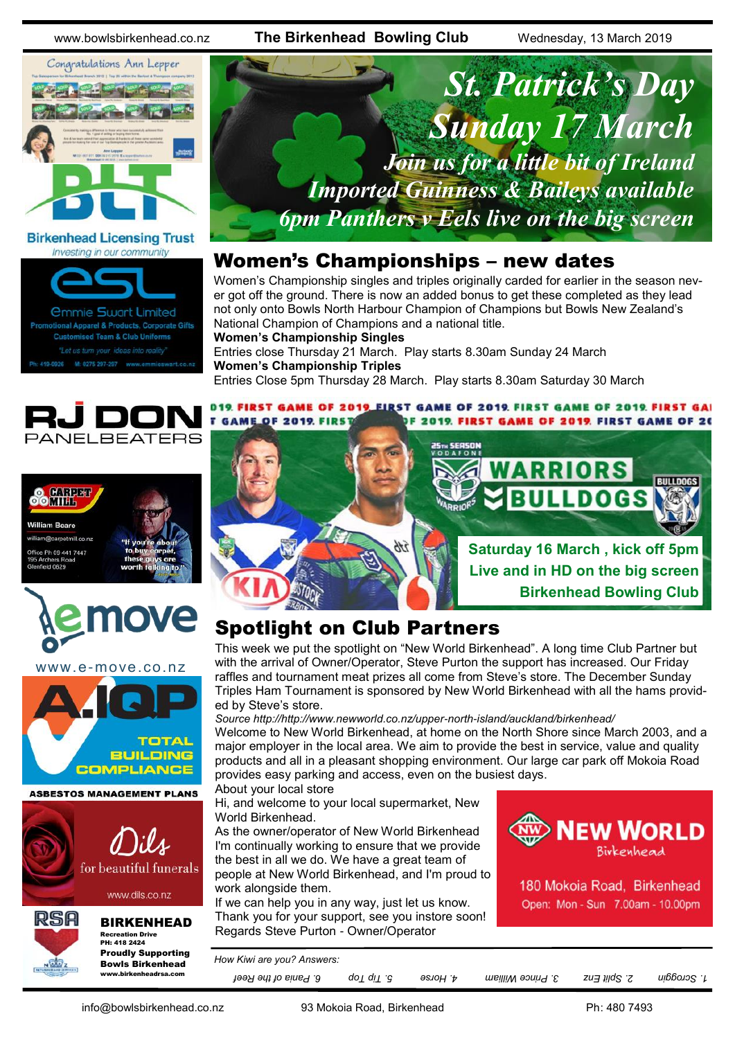# St. Patrick's Day

# Sunday 17 March

*Join us for a little bit of Ireland*

*Imported Guinness & Baileys available*

*6pm Panthers v Eels live on the big screen*

## Women's Championships – new dates

Women's Championship singles and triples originally carded for earlier in the season never got off the ground. There is now an added bonus to get these completed as they lead not only onto Bowls North Harbour Champion of Champions but Bowls New Zealand's National Champion of Champions and a national title.

**Women's Championship Singles**

Entries close Thursday 21 March. Play starts 8.30am Sunday 24 March

**Women's Championship Triples**

Entries Close 5pm Thursday 28 March. Play starts 8.30am Saturday 30 March

FIRST GAME OF 2019

WARRIORS BULLDOGS

Saturday 16 March , kick off 5pm

Live and in HD on the big screen

Birkenhead Bowling Club

## Spotlight on Club Partners

This week we put the spotlight on "New World Birkenhead". A long time Club Partner but with the arrival of Owner/Operator, Steve Purton the support has increased. Our Friday raffles and tournament meat prizes all come from Steve's store. The December Sunday Triples Ham Tournament is sponsored by New World Birkenhead with all the hams provided by Steve's store.

*Source http://http://www.newworld.co.nz/upper-north-island/auckland/birkenhead/*

Welcome to New World Birkenhead, at home on the North Shore since March 2003, and a major employer in the local area. We aim to provide the best in service, value and quality products and all in a pleasant shopping environment. Our large car park off Mokoia Road provides easy parking and access, even on the busiest days.

About your local store

Hi, and welcome to your local supermarket, New World Birkenhead.

As the owner/operator of New World Birkenhead I'm continually working to ensure that we provide the best in all we do. We have a great team of people at New World Birkenhead, and I'm proud to work alongside them.

If we can help you in any way, just let us know.

Thank you for your support, see you instore soon!

Regards Steve Purton - Owner/Operator

NEW WORLD Birkenhead

180 Mokoia Road, Birkenhead

Open: Mon - Sun 7.00am - 10.00pm

*How Kiwi are you? Answers:*

*1. Scroggin 2. Split Enz 3. Prince William 4. Horse 5. Tip Top 6. Pania of the Reef*

Congratulations Ann Lepper

Birkenhead Licensing Trust — Investing in our community

Emmie Swart Limited — Promotional Apparel & Products, Corporate Gifts, Customised Team & Club Uniforms. "Let us turn your ideas into reality" Ph: 410-0926 M: 0275 297-297 www.emmieswart.co.nz

RJ DON PANELBEATERS

Carpet Mill — William Beare, william@carpetmill.co.nz, Office Ph 09 441 7447, 195 Archers Road, Glenfield 0629. "If you're about to buy carpet, these guys are worth talking to."

emove — www.e-move.co.nz

A.IQP — TOTAL BUILDING COMPLIANCE — ASBESTOS MANAGEMENT PLANS

Dils — for beautiful funerals — www.dils.co.nz

RSA BIRKENHEAD — Recreation Drive, PH: 418 2424 — Proudly Supporting Bowls Birkenhead — www.birkenheadrsa.com